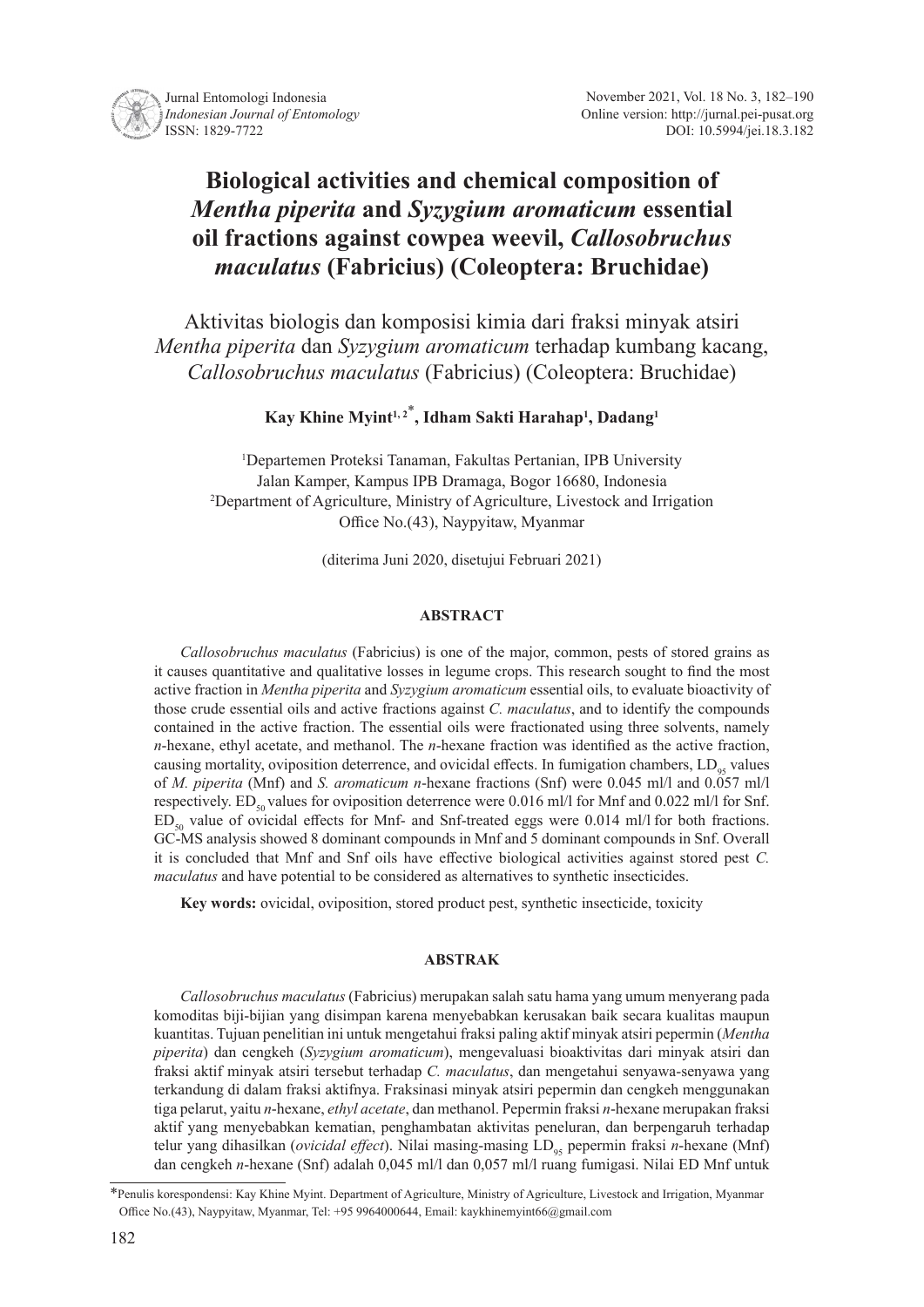# Biological activities and chemical composition of *Mentha piperita* and *Syzygium aromaticum* essential oil fractions against cowpea weevil, *Callosobruchus maculatus* (Fabricius) (Coleoptera: Bruchidae)

Aktivitas biologis dan komposisi kimia dari fraksi minyak atsiri *Mentha piperita* dan *Syzygium aromaticum* terhadap kumbang kacang, *Callosobruchus maculatus* (Fabricius) (Coleoptera: Bruchidae)

**Kay Khine Myint[1,2*], Idham Sakti Harahap[1], Dadang[1]**

[1]Departemen Proteksi Tanaman, Fakultas Pertanian, IPB University
Jalan Kamper, Kampus IPB Dramaga, Bogor 16680, Indonesia
[2]Department of Agriculture, Ministry of Agriculture, Livestock and Irrigation
Office No.(43), Naypyitaw, Myanmar

(diterima Juni 2020, disetujui Februari 2021)

## ABSTRACT

*Callosobruchus maculatus* (Fabricius) is one of the major, common, pests of stored grains as it causes quantitative and qualitative losses in legume crops. This research sought to find the most active fraction in *Mentha piperita* and *Syzygium aromaticum* essential oils, to evaluate bioactivity of those crude essential oils and active fractions against *C. maculatus*, and to identify the compounds contained in the active fraction. The essential oils were fractionated using three solvents, namely *n*-hexane, ethyl acetate, and methanol. The *n*-hexane fraction was identified as the active fraction, causing mortality, oviposition deterrence, and ovicidal effects. In fumigation chambers, $LD_{95}$ values of *M. piperita* (Mnf) and *S. aromaticum n*-hexane fractions (Snf) were 0.045 ml/l and 0.057 ml/l respectively. $ED_{50}$ values for oviposition deterrence were 0.016 ml/l for Mnf and 0.022 ml/l for Snf. $ED_{50}$ value of ovicidal effects for Mnf- and Snf-treated eggs were 0.014 ml/l for both fractions. GC-MS analysis showed 8 dominant compounds in Mnf and 5 dominant compounds in Snf. Overall it is concluded that Mnf and Snf oils have effective biological activities against stored pest *C. maculatus* and have potential to be considered as alternatives to synthetic insecticides.

**Key words:** ovicidal, oviposition, stored product pest, synthetic insecticide, toxicity

## ABSTRAK

*Callosobruchus maculatus* (Fabricius) merupakan salah satu hama yang umum menyerang pada komoditas biji-bijian yang disimpan karena menyebabkan kerusakan baik secara kualitas maupun kuantitas. Tujuan penelitian ini untuk mengetahui fraksi paling aktif minyak atsiri pepermin (*Mentha piperita*) dan cengkeh (*Syzygium aromaticum*), mengevaluasi bioaktivitas dari minyak atsiri dan fraksi aktif minyak atsiri tersebut terhadap *C. maculatus*, dan mengetahui senyawa-senyawa yang terkandung di dalam fraksi aktifnya. Fraksinasi minyak atsiri pepermin dan cengkeh menggunakan tiga pelarut, yaitu *n*-hexane, *ethyl acetate*, dan methanol. Pepermin fraksi *n*-hexane merupakan fraksi aktif yang menyebabkan kematian, penghambatan aktivitas peneluran, dan berpengaruh terhadap telur yang dihasilkan (*ovicidal effect*). Nilai masing-masing $LD_{95}$ pepermin fraksi *n*-hexane (Mnf) dan cengkeh *n*-hexane (Snf) adalah 0,045 ml/l dan 0,057 ml/l ruang fumigasi. Nilai ED Mnf untuk

*Penulis korespondensi: Kay Khine Myint. Department of Agriculture, Ministry of Agriculture, Livestock and Irrigation, Myanmar Office No.(43), Naypyitaw, Myanmar, Tel: +95 9964000644, Email: kaykhinemyint66@gmail.com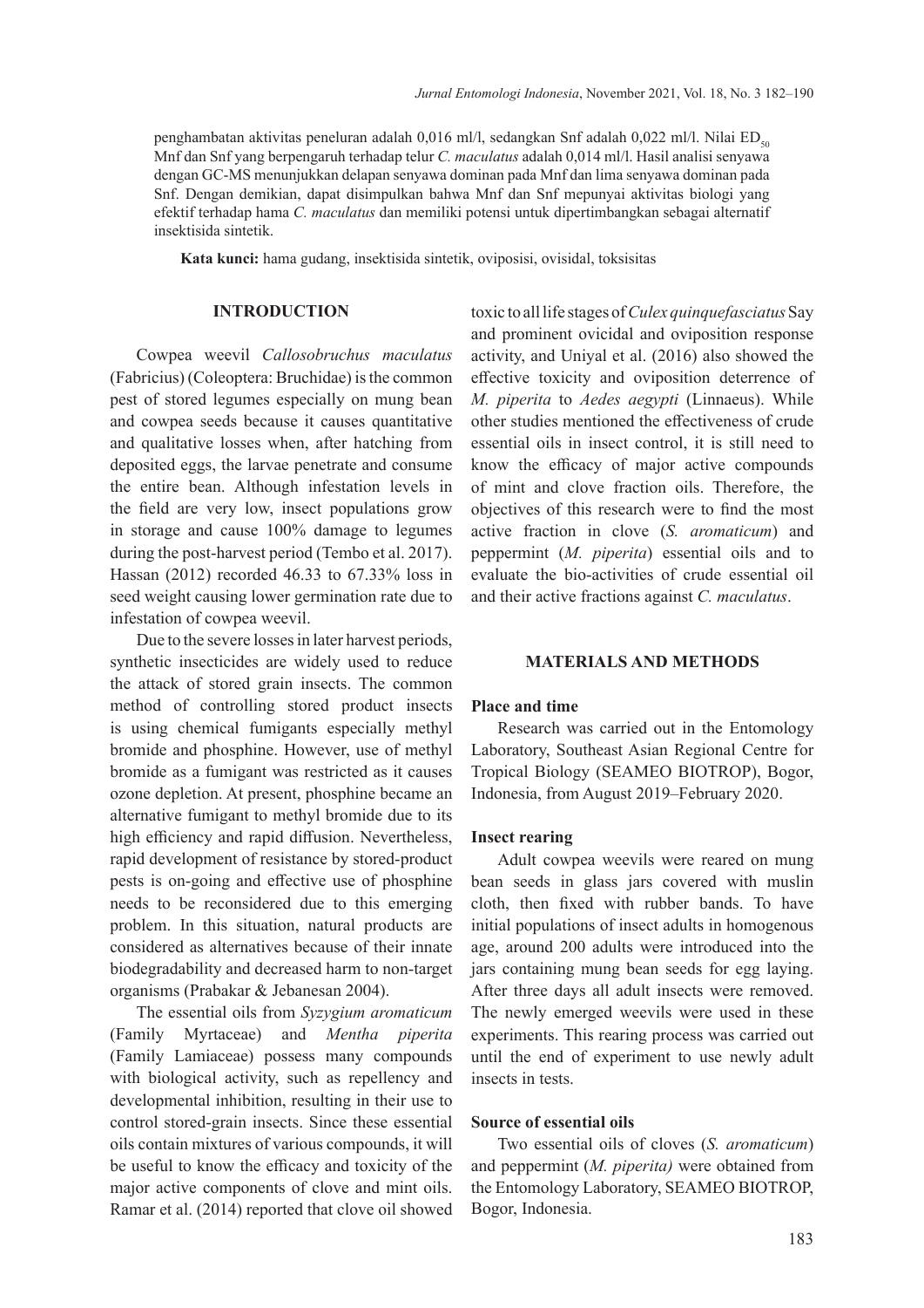penghambatan aktivitas peneluran adalah 0,016 ml/l, sedangkan Snf adalah 0,022 ml/l. Nilai $ED_{50}$ Mnf dan Snf yang berpengaruh terhadap telur *C. maculatus* adalah 0,014 ml/l. Hasil analisi senyawa dengan GC-MS menunjukkan delapan senyawa dominan pada Mnf dan lima senyawa dominan pada Snf. Dengan demikian, dapat disimpulkan bahwa Mnf dan Snf mepunyai aktivitas biologi yang efektif terhadap hama *C. maculatus* dan memiliki potensi untuk dipertimbangkan sebagai alternatif insektisida sintetik.

**Kata kunci:** hama gudang, insektisida sintetik, oviposisi, ovisidal, toksisitas

## INTRODUCTION

Cowpea weevil *Callosobruchus maculatus* (Fabricius) (Coleoptera: Bruchidae) is the common pest of stored legumes especially on mung bean and cowpea seeds because it causes quantitative and qualitative losses when, after hatching from deposited eggs, the larvae penetrate and consume the entire bean. Although infestation levels in the field are very low, insect populations grow in storage and cause 100% damage to legumes during the post-harvest period (Tembo et al. 2017). Hassan (2012) recorded 46.33 to 67.33% loss in seed weight causing lower germination rate due to infestation of cowpea weevil.

Due to the severe losses in later harvest periods, synthetic insecticides are widely used to reduce the attack of stored grain insects. The common method of controlling stored product insects is using chemical fumigants especially methyl bromide and phosphine. However, use of methyl bromide as a fumigant was restricted as it causes ozone depletion. At present, phosphine became an alternative fumigant to methyl bromide due to its high efficiency and rapid diffusion. Nevertheless, rapid development of resistance by stored-product pests is on-going and effective use of phosphine needs to be reconsidered due to this emerging problem. In this situation, natural products are considered as alternatives because of their innate biodegradability and decreased harm to non-target organisms (Prabakar & Jebanesan 2004).

The essential oils from *Syzygium aromaticum* (Family Myrtaceae) and *Mentha piperita* (Family Lamiaceae) possess many compounds with biological activity, such as repellency and developmental inhibition, resulting in their use to control stored-grain insects. Since these essential oils contain mixtures of various compounds, it will be useful to know the efficacy and toxicity of the major active components of clove and mint oils. Ramar et al. (2014) reported that clove oil showed toxic to all life stages of *Culex quinquefasciatus* Say and prominent ovicidal and oviposition response activity, and Uniyal et al. (2016) also showed the effective toxicity and oviposition deterrence of *M. piperita* to *Aedes aegypti* (Linnaeus). While other studies mentioned the effectiveness of crude essential oils in insect control, it is still need to know the efficacy of major active compounds of mint and clove fraction oils. Therefore, the objectives of this research were to find the most active fraction in clove (*S. aromaticum*) and peppermint (*M. piperita*) essential oils and to evaluate the bio-activities of crude essential oil and their active fractions against *C. maculatus*.

## MATERIALS AND METHODS

### Place and time

Research was carried out in the Entomology Laboratory, Southeast Asian Regional Centre for Tropical Biology (SEAMEO BIOTROP), Bogor, Indonesia, from August 2019–February 2020.

### Insect rearing

Adult cowpea weevils were reared on mung bean seeds in glass jars covered with muslin cloth, then fixed with rubber bands. To have initial populations of insect adults in homogenous age, around 200 adults were introduced into the jars containing mung bean seeds for egg laying. After three days all adult insects were removed. The newly emerged weevils were used in these experiments. This rearing process was carried out until the end of experiment to use newly adult insects in tests.

### Source of essential oils

Two essential oils of cloves (*S. aromaticum*) and peppermint (*M. piperita)* were obtained from the Entomology Laboratory, SEAMEO BIOTROP, Bogor, Indonesia.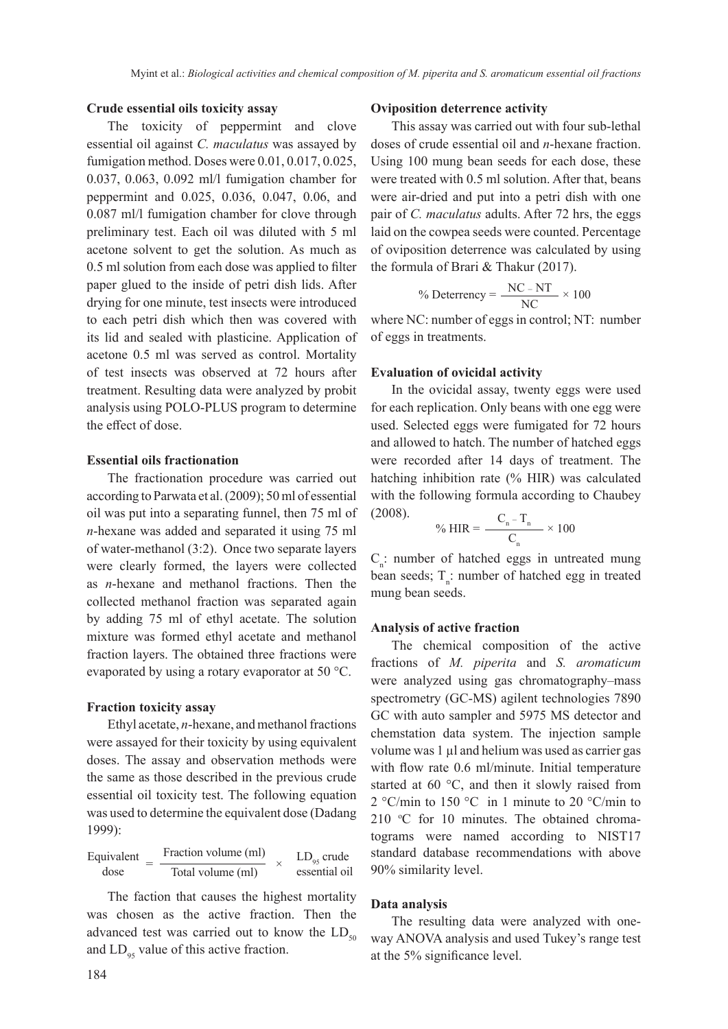**Crude essential oils toxicity assay**

The toxicity of peppermint and clove essential oil against *C. maculatus* was assayed by fumigation method. Doses were 0.01, 0.017, 0.025, 0.037, 0.063, 0.092 ml/l fumigation chamber for peppermint and 0.025, 0.036, 0.047, 0.06, and 0.087 ml/l fumigation chamber for clove through preliminary test. Each oil was diluted with 5 ml acetone solvent to get the solution. As much as 0.5 ml solution from each dose was applied to filter paper glued to the inside of petri dish lids. After drying for one minute, test insects were introduced to each petri dish which then was covered with its lid and sealed with plasticine. Application of acetone 0.5 ml was served as control. Mortality of test insects was observed at 72 hours after treatment. Resulting data were analyzed by probit analysis using POLO-PLUS program to determine the effect of dose.

**Essential oils fractionation**

The fractionation procedure was carried out according to Parwata et al. (2009); 50 ml of essential oil was put into a separating funnel, then 75 ml of *n*-hexane was added and separated it using 75 ml of water-methanol (3:2). Once two separate layers were clearly formed, the layers were collected as *n*-hexane and methanol fractions. Then the collected methanol fraction was separated again by adding 75 ml of ethyl acetate. The solution mixture was formed ethyl acetate and methanol fraction layers. The obtained three fractions were evaporated by using a rotary evaporator at 50 °C.

**Fraction toxicity assay**

Ethyl acetate, *n*-hexane, and methanol fractions were assayed for their toxicity by using equivalent doses. The assay and observation methods were the same as those described in the previous crude essential oil toxicity test. The following equation was used to determine the equivalent dose (Dadang 1999):

$$\text{Equivalent dose} = \frac{\text{Fraction volume (ml)}}{\text{Total volume (ml)}} \times \text{LD}_{95} \text{ crude essential oil}$$

The faction that causes the highest mortality was chosen as the active fraction. Then the advanced test was carried out to know the $LD_{50}$ and $LD_{95}$ value of this active fraction.

**Oviposition deterrence activity**

This assay was carried out with four sub-lethal doses of crude essential oil and *n*-hexane fraction. Using 100 mung bean seeds for each dose, these were treated with 0.5 ml solution. After that, beans were air-dried and put into a petri dish with one pair of *C. maculatus* adults. After 72 hrs, the eggs laid on the cowpea seeds were counted. Percentage of oviposition deterrence was calculated by using the formula of Brari & Thakur (2017).

$$\% \text{ Deterrency} = \frac{\text{NC} - \text{NT}}{\text{NC}} \times 100$$

where NC: number of eggs in control; NT: number of eggs in treatments.

**Evaluation of ovicidal activity**

In the ovicidal assay, twenty eggs were used for each replication. Only beans with one egg were used. Selected eggs were fumigated for 72 hours and allowed to hatch. The number of hatched eggs were recorded after 14 days of treatment. The hatching inhibition rate (% HIR) was calculated with the following formula according to Chaubey (2008).

$$\% \text{ HIR} = \frac{C_n - T_n}{C_n} \times 100$$

$C_n$: number of hatched eggs in untreated mung bean seeds; $T_n$: number of hatched egg in treated mung bean seeds.

**Analysis of active fraction**

The chemical composition of the active fractions of *M. piperita* and *S. aromaticum* were analyzed using gas chromatography–mass spectrometry (GC-MS) agilent technologies 7890 GC with auto sampler and 5975 MS detector and chemstation data system. The injection sample volume was 1 µl and helium was used as carrier gas with flow rate 0.6 ml/minute. Initial temperature started at 60 °C, and then it slowly raised from 2 °C/min to 150 °C in 1 minute to 20 °C/min to 210 °C for 10 minutes. The obtained chromatograms were named according to NIST17 standard database recommendations with above 90% similarity level.

**Data analysis**

The resulting data were analyzed with one-way ANOVA analysis and used Tukey's range test at the 5% significance level.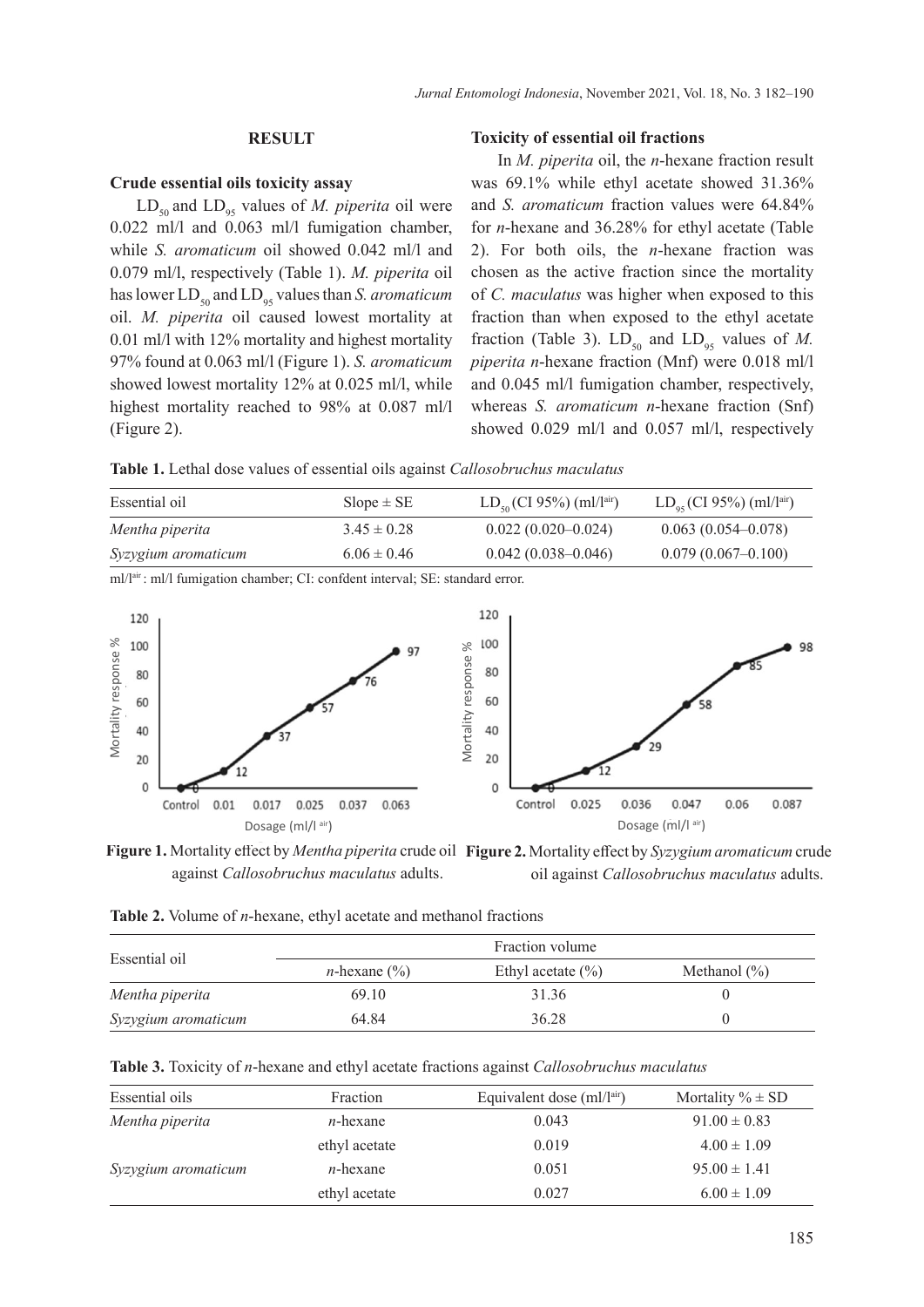## RESULT

### Crude essential oils toxicity assay

$LD_{50}$ and $LD_{95}$ values of *M. piperita* oil were 0.022 ml/l and 0.063 ml/l fumigation chamber, while *S. aromaticum* oil showed 0.042 ml/l and 0.079 ml/l, respectively (Table 1). *M. piperita* oil has lower $LD_{50}$ and $LD_{95}$ values than *S. aromaticum* oil. *M. piperita* oil caused lowest mortality at 0.01 ml/l with 12% mortality and highest mortality 97% found at 0.063 ml/l (Figure 1). *S. aromaticum* showed lowest mortality 12% at 0.025 ml/l, while highest mortality reached to 98% at 0.087 ml/l (Figure 2).

### Toxicity of essential oil fractions

In *M. piperita* oil, the *n*-hexane fraction result was 69.1% while ethyl acetate showed 31.36% and *S. aromaticum* fraction values were 64.84% for *n*-hexane and 36.28% for ethyl acetate (Table 2). For both oils, the *n*-hexane fraction was chosen as the active fraction since the mortality of *C. maculatus* was higher when exposed to this fraction than when exposed to the ethyl acetate fraction (Table 3). $LD_{50}$ and $LD_{95}$ values of *M. piperita n*-hexane fraction (Mnf) were 0.018 ml/l and 0.045 ml/l fumigation chamber, respectively, whereas *S. aromaticum n*-hexane fraction (Snf) showed 0.029 ml/l and 0.057 ml/l, respectively

**Table 1.** Lethal dose values of essential oils against *Callosobruchus maculatus*

| Essential oil | Slope ± SE | $LD_{50}$ (CI 95%) (ml/$l^{air}$) | $LD_{95}$ (CI 95%) (ml/$l^{air}$) |
|---|---|---|---|
| *Mentha piperita* | 3.45 ± 0.28 | 0.022 (0.020–0.024) | 0.063 (0.054–0.078) |
| *Syzygium aromaticum* | 6.06 ± 0.46 | 0.042 (0.038–0.046) | 0.079 (0.067–0.100) |

ml/$l^{air}$ : ml/l fumigation chamber; CI: confdent interval; SE: standard error.

**Figure 1.** Mortality effect by *Mentha piperita* crude oil against *Callosobruchus maculatus* adults.

**Figure 2.** Mortality effect by *Syzygium aromaticum* crude oil against *Callosobruchus maculatus* adults.

**Table 2.** Volume of *n*-hexane, ethyl acetate and methanol fractions

| Essential oil | Fraction volume | | |
|---|---|---|---|
| | *n*-hexane (%) | Ethyl acetate (%) | Methanol (%) |
| *Mentha piperita* | 69.10 | 31.36 | 0 |
| *Syzygium aromaticum* | 64.84 | 36.28 | 0 |

**Table 3.** Toxicity of *n*-hexane and ethyl acetate fractions against *Callosobruchus maculatus*

| Essential oils | Fraction | Equivalent dose (ml/$l^{air}$) | Mortality % ± SD |
|---|---|---|---|
| *Mentha piperita* | *n*-hexane | 0.043 | 91.00 ± 0.83 |
| | ethyl acetate | 0.019 | 4.00 ± 1.09 |
| *Syzygium aromaticum* | *n*-hexane | 0.051 | 95.00 ± 1.41 |
| | ethyl acetate | 0.027 | 6.00 ± 1.09 |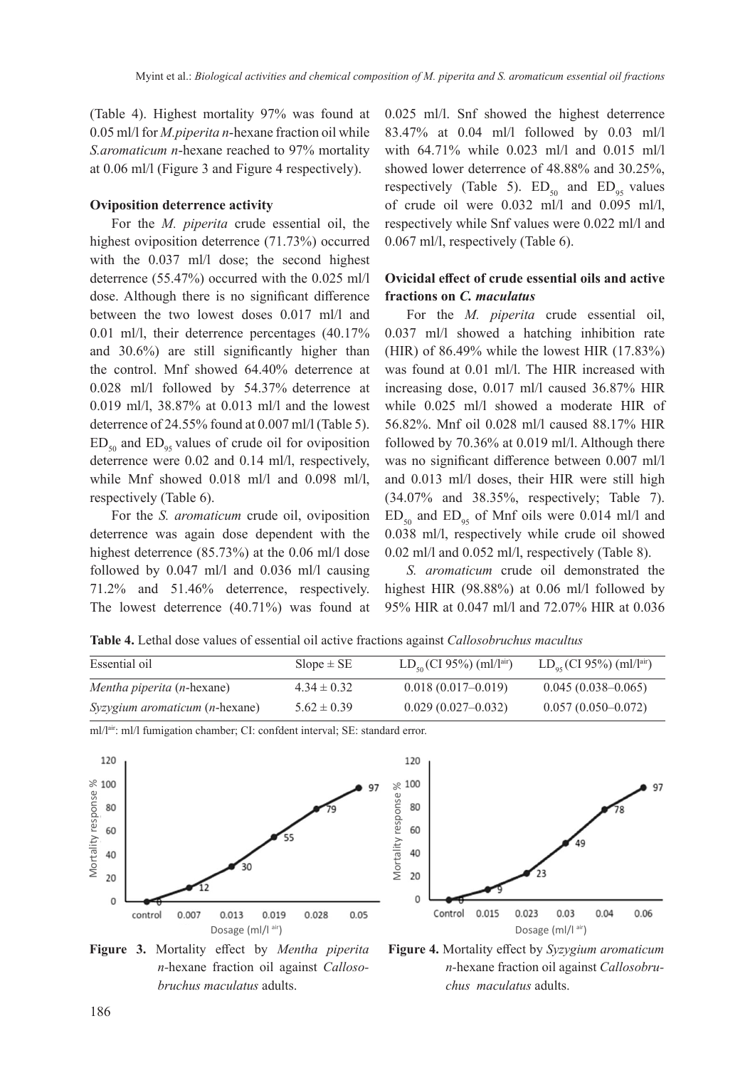(Table 4). Highest mortality 97% was found at 0.05 ml/l for *M.piperita n*-hexane fraction oil while *S.aromaticum n*-hexane reached to 97% mortality at 0.06 ml/l (Figure 3 and Figure 4 respectively).

**Oviposition deterrence activity**

For the *M. piperita* crude essential oil, the highest oviposition deterrence (71.73%) occurred with the 0.037 ml/l dose; the second highest deterrence (55.47%) occurred with the 0.025 ml/l dose. Although there is no significant difference between the two lowest doses 0.017 ml/l and 0.01 ml/l, their deterrence percentages (40.17% and 30.6%) are still significantly higher than the control. Mnf showed 64.40% deterrence at 0.028 ml/l followed by 54.37% deterrence at 0.019 ml/l, 38.87% at 0.013 ml/l and the lowest deterrence of 24.55% found at 0.007 ml/l (Table 5). $ED_{50}$ and $ED_{95}$ values of crude oil for oviposition deterrence were 0.02 and 0.14 ml/l, respectively, while Mnf showed 0.018 ml/l and 0.098 ml/l, respectively (Table 6).

For the *S. aromaticum* crude oil, oviposition deterrence was again dose dependent with the highest deterrence (85.73%) at the 0.06 ml/l dose followed by 0.047 ml/l and 0.036 ml/l causing 71.2% and 51.46% deterrence, respectively. The lowest deterrence (40.71%) was found at 0.025 ml/l. Snf showed the highest deterrence 83.47% at 0.04 ml/l followed by 0.03 ml/l with 64.71% while 0.023 ml/l and 0.015 ml/l showed lower deterrence of 48.88% and 30.25%, respectively (Table 5). $ED_{50}$ and $ED_{95}$ values of crude oil were 0.032 ml/l and 0.095 ml/l, respectively while Snf values were 0.022 ml/l and 0.067 ml/l, respectively (Table 6).

**Ovicidal effect of crude essential oils and active fractions on *C. maculatus***

For the *M. piperita* crude essential oil, 0.037 ml/l showed a hatching inhibition rate (HIR) of 86.49% while the lowest HIR (17.83%) was found at 0.01 ml/l. The HIR increased with increasing dose, 0.017 ml/l caused 36.87% HIR while 0.025 ml/l showed a moderate HIR of 56.82%. Mnf oil 0.028 ml/l caused 88.17% HIR followed by 70.36% at 0.019 ml/l. Although there was no significant difference between 0.007 ml/l and 0.013 ml/l doses, their HIR were still high (34.07% and 38.35%, respectively; Table 7). $ED_{50}$ and $ED_{95}$ of Mnf oils were 0.014 ml/l and 0.038 ml/l, respectively while crude oil showed 0.02 ml/l and 0.052 ml/l, respectively (Table 8).

*S. aromaticum* crude oil demonstrated the highest HIR (98.88%) at 0.06 ml/l followed by 95% HIR at 0.047 ml/l and 72.07% HIR at 0.036

**Table 4.** Lethal dose values of essential oil active fractions against *Callosobruchus macultus*

| Essential oil | Slope ± SE | $LD_{50}$ (CI 95%) (ml/l$^{air}$) | $LD_{95}$ (CI 95%) (ml/l$^{air}$) |
|---|---|---|---|
| *Mentha piperita* (*n*-hexane) | 4.34 ± 0.32 | 0.018 (0.017–0.019) | 0.045 (0.038–0.065) |
| *Syzygium aromaticum* (*n*-hexane) | 5.62 ± 0.39 | 0.029 (0.027–0.032) | 0.057 (0.050–0.072) |

ml/l$^{air}$: ml/l fumigation chamber; CI: confdent interval; SE: standard error.

**Figure 3.** Mortality effect by *Mentha piperita n*-hexane fraction oil against *Callosobruchus maculatus* adults.

**Figure 4.** Mortality effect by *Syzygium aromaticum n*-hexane fraction oil against *Callosobruchus maculatus* adults.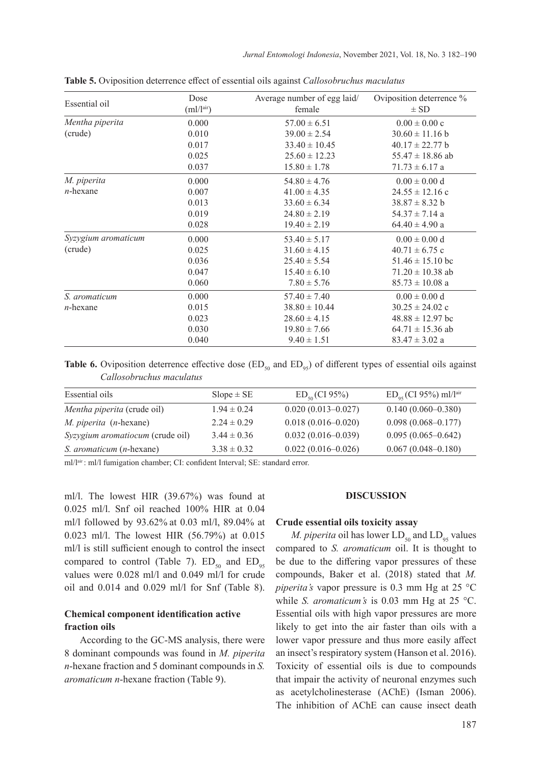**Table 5.** Oviposition deterrence effect of essential oils against *Callosobruchus maculatus*

| Essential oil | Dose ($ml/l^{air}$) | Average number of egg laid/ female | Oviposition deterrence % ± SD |
|---|---|---|---|
| *Mentha piperita* (crude) | 0.000 | 57.00 ± 6.51 | 0.00 ± 0.00 c |
| | 0.010 | 39.00 ± 2.54 | 30.60 ± 11.16 b |
| | 0.017 | 33.40 ± 10.45 | 40.17 ± 22.77 b |
| | 0.025 | 25.60 ± 12.23 | 55.47 ± 18.86 ab |
| | 0.037 | 15.80 ± 1.78 | 71.73 ± 6.17 a |
| *M. piperita* *n*-hexane | 0.000 | 54.80 ± 4.76 | 0.00 ± 0.00 d |
| | 0.007 | 41.00 ± 4.35 | 24.55 ± 12.16 c |
| | 0.013 | 33.60 ± 6.34 | 38.87 ± 8.32 b |
| | 0.019 | 24.80 ± 2.19 | 54.37 ± 7.14 a |
| | 0.028 | 19.40 ± 2.19 | 64.40 ± 4.90 a |
| *Syzygium aromaticum* (crude) | 0.000 | 53.40 ± 5.17 | 0.00 ± 0.00 d |
| | 0.025 | 31.60 ± 4.15 | 40.71 ± 6.75 c |
| | 0.036 | 25.40 ± 5.54 | 51.46 ± 15.10 bc |
| | 0.047 | 15.40 ± 6.10 | 71.20 ± 10.38 ab |
| | 0.060 | 7.80 ± 5.76 | 85.73 ± 10.08 a |
| *S. aromaticum* *n*-hexane | 0.000 | 57.40 ± 7.40 | 0.00 ± 0.00 d |
| | 0.015 | 38.80 ± 10.44 | 30.25 ± 24.02 c |
| | 0.023 | 28.60 ± 4.15 | 48.88 ± 12.97 bc |
| | 0.030 | 19.80 ± 7.66 | 64.71 ± 15.36 ab |
| | 0.040 | 9.40 ± 1.51 | 83.47 ± 3.02 a |

**Table 6.** Oviposition deterrence effective dose ($ED_{50}$ and $ED_{95}$) of different types of essential oils against *Callosobruchus maculatus*

| Essential oils | Slope ± SE | $ED_{50}$ (CI 95%) | $ED_{95}$ (CI 95%) $ml/l^{air}$ |
|---|---|---|---|
| *Mentha piperita* (crude oil) | 1.94 ± 0.24 | 0.020 (0.013–0.027) | 0.140 (0.060–0.380) |
| *M. piperita* (*n*-hexane) | 2.24 ± 0.29 | 0.018 (0.016–0.020) | 0.098 (0.068–0.177) |
| *Syzygium aromaticum* (crude oil) | 3.44 ± 0.36 | 0.032 (0.016–0.039) | 0.095 (0.065–0.642) |
| *S. aromaticum* (*n*-hexane) | 3.38 ± 0.32 | 0.022 (0.016–0.026) | 0.067 (0.048–0.180) |

$ml/l^{air}$ : ml/l fumigation chamber; CI: confident Interval; SE: standard error.

ml/l. The lowest HIR (39.67%) was found at 0.025 ml/l. Snf oil reached 100% HIR at 0.04 ml/l followed by 93.62% at 0.03 ml/l, 89.04% at 0.023 ml/l. The lowest HIR (56.79%) at 0.015 ml/l is still sufficient enough to control the insect compared to control (Table 7). $ED_{50}$ and $ED_{95}$ values were 0.028 ml/l and 0.049 ml/l for crude oil and 0.014 and 0.029 ml/l for Snf (Table 8).

### Chemical component identification active fraction oils

According to the GC-MS analysis, there were 8 dominant compounds was found in *M. piperita* *n*-hexane fraction and 5 dominant compounds in *S. aromaticum* *n*-hexane fraction (Table 9).

## DISCUSSION

### Crude essential oils toxicity assay

*M. piperita* oil has lower $LD_{50}$ and $LD_{95}$ values compared to *S. aromaticum* oil. It is thought to be due to the differing vapor pressures of these compounds, Baker et al. (2018) stated that *M. piperita's* vapor pressure is 0.3 mm Hg at 25 °C while *S. aromaticum's* is 0.03 mm Hg at 25 °C. Essential oils with high vapor pressures are more likely to get into the air faster than oils with a lower vapor pressure and thus more easily affect an insect's respiratory system (Hanson et al. 2016). Toxicity of essential oils is due to compounds that impair the activity of neuronal enzymes such as acetylcholinesterase (AChE) (Isman 2006). The inhibition of AChE can cause insect death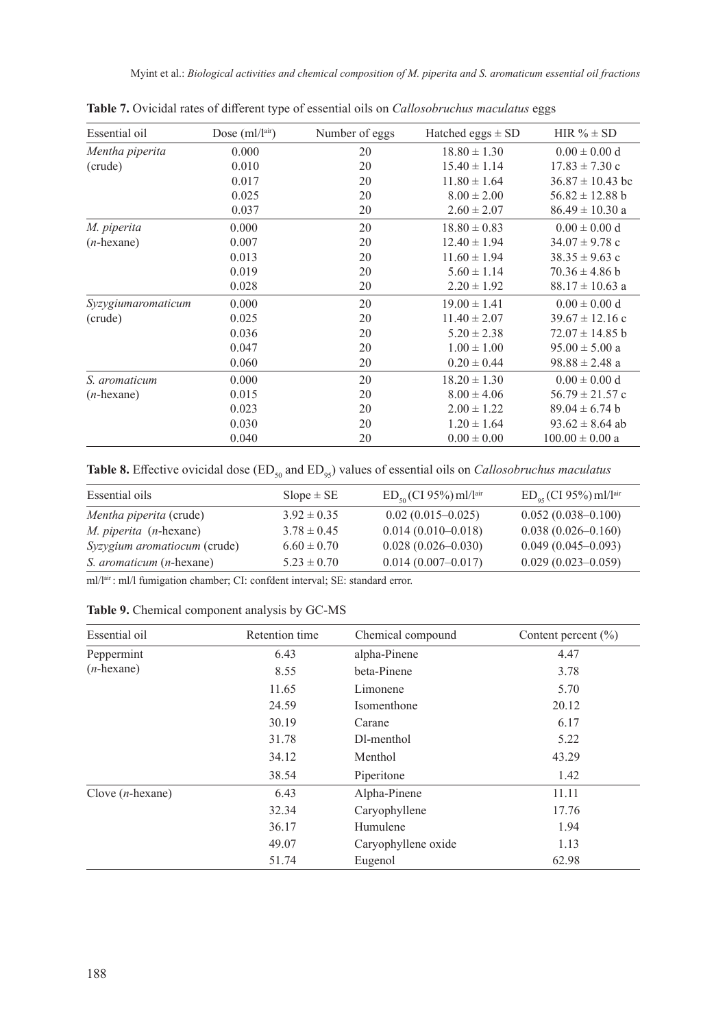**Table 7.** Ovicidal rates of different type of essential oils on *Callosobruchus maculatus* eggs

| Essential oil | Dose (ml/l[air]) | Number of eggs | Hatched eggs ± SD | HIR % ± SD |
|---|---|---|---|---|
| *Mentha piperita* (crude) | 0.000 | 20 | 18.80 ± 1.30 | 0.00 ± 0.00 d |
| | 0.010 | 20 | 15.40 ± 1.14 | 17.83 ± 7.30 c |
| | 0.017 | 20 | 11.80 ± 1.64 | 36.87 ± 10.43 bc |
| | 0.025 | 20 | 8.00 ± 2.00 | 56.82 ± 12.88 b |
| | 0.037 | 20 | 2.60 ± 2.07 | 86.49 ± 10.30 a |
| *M. piperita* (*n*-hexane) | 0.000 | 20 | 18.80 ± 0.83 | 0.00 ± 0.00 d |
| | 0.007 | 20 | 12.40 ± 1.94 | 34.07 ± 9.78 c |
| | 0.013 | 20 | 11.60 ± 1.94 | 38.35 ± 9.63 c |
| | 0.019 | 20 | 5.60 ± 1.14 | 70.36 ± 4.86 b |
| | 0.028 | 20 | 2.20 ± 1.92 | 88.17 ± 10.63 a |
| *Syzygiumaromaticum* (crude) | 0.000 | 20 | 19.00 ± 1.41 | 0.00 ± 0.00 d |
| | 0.025 | 20 | 11.40 ± 2.07 | 39.67 ± 12.16 c |
| | 0.036 | 20 | 5.20 ± 2.38 | 72.07 ± 14.85 b |
| | 0.047 | 20 | 1.00 ± 1.00 | 95.00 ± 5.00 a |
| | 0.060 | 20 | 0.20 ± 0.44 | 98.88 ± 2.48 a |
| *S. aromaticum* (*n*-hexane) | 0.000 | 20 | 18.20 ± 1.30 | 0.00 ± 0.00 d |
| | 0.015 | 20 | 8.00 ± 4.06 | 56.79 ± 21.57 c |
| | 0.023 | 20 | 2.00 ± 1.22 | 89.04 ± 6.74 b |
| | 0.030 | 20 | 1.20 ± 1.64 | 93.62 ± 8.64 ab |
| | 0.040 | 20 | 0.00 ± 0.00 | 100.00 ± 0.00 a |

**Table 8.** Effective ovicidal dose ($ED_{50}$ and $ED_{95}$) values of essential oils on *Callosobruchus maculatus*

| Essential oils | Slope ± SE | $ED_{50}$ (CI 95%) ml/l[air] | $ED_{95}$ (CI 95%) ml/l[air] |
|---|---|---|---|
| *Mentha piperita* (crude) | 3.92 ± 0.35 | 0.02 (0.015–0.025) | 0.052 (0.038–0.100) |
| *M. piperita* (*n*-hexane) | 3.78 ± 0.45 | 0.014 (0.010–0.018) | 0.038 (0.026–0.160) |
| *Syzygium aromatiocum* (crude) | 6.60 ± 0.70 | 0.028 (0.026–0.030) | 0.049 (0.045–0.093) |
| *S. aromaticum* (*n*-hexane) | 5.23 ± 0.70 | 0.014 (0.007–0.017) | 0.029 (0.023–0.059) |

ml/l[air]: ml/l fumigation chamber; CI: confdent interval; SE: standard error.

**Table 9.** Chemical component analysis by GC-MS

| Essential oil | Retention time | Chemical compound | Content percent (%) |
|---|---|---|---|
| Peppermint (*n*-hexane) | 6.43 | alpha-Pinene | 4.47 |
| | 8.55 | beta-Pinene | 3.78 |
| | 11.65 | Limonene | 5.70 |
| | 24.59 | Isomenthone | 20.12 |
| | 30.19 | Carane | 6.17 |
| | 31.78 | Dl-menthol | 5.22 |
| | 34.12 | Menthol | 43.29 |
| | 38.54 | Piperitone | 1.42 |
| Clove (*n*-hexane) | 6.43 | Alpha-Pinene | 11.11 |
| | 32.34 | Caryophyllene | 17.76 |
| | 36.17 | Humulene | 1.94 |
| | 49.07 | Caryophyllene oxide | 1.13 |
| | 51.74 | Eugenol | 62.98 |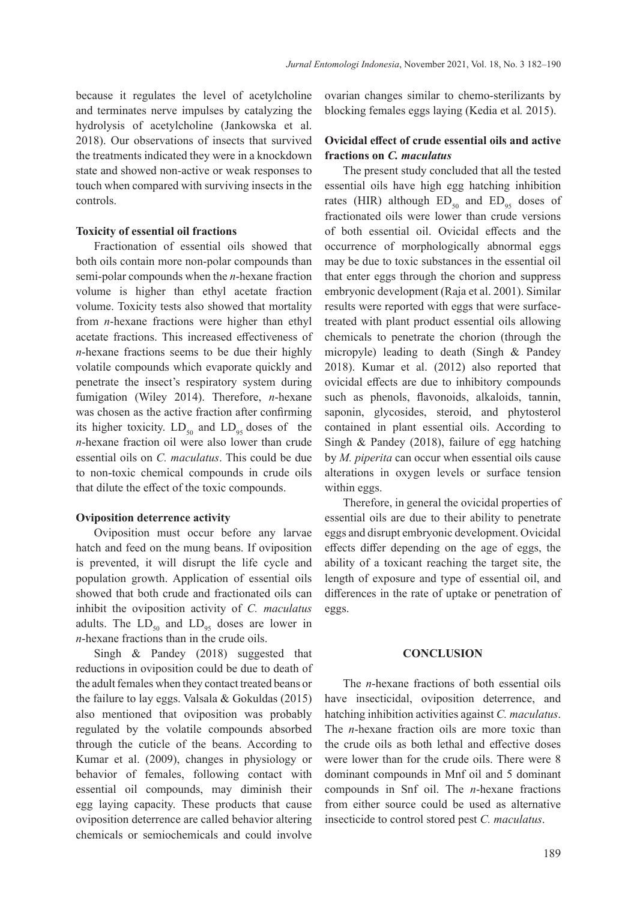because it regulates the level of acetylcholine and terminates nerve impulses by catalyzing the hydrolysis of acetylcholine (Jankowska et al. 2018). Our observations of insects that survived the treatments indicated they were in a knockdown state and showed non-active or weak responses to touch when compared with surviving insects in the controls.

**Toxicity of essential oil fractions**

Fractionation of essential oils showed that both oils contain more non-polar compounds than semi-polar compounds when the *n*-hexane fraction volume is higher than ethyl acetate fraction volume. Toxicity tests also showed that mortality from *n*-hexane fractions were higher than ethyl acetate fractions. This increased effectiveness of *n*-hexane fractions seems to be due their highly volatile compounds which evaporate quickly and penetrate the insect's respiratory system during fumigation (Wiley 2014). Therefore, *n*-hexane was chosen as the active fraction after confirming its higher toxicity. $LD_{50}$ and $LD_{95}$ doses of the *n*-hexane fraction oil were also lower than crude essential oils on *C. maculatus*. This could be due to non-toxic chemical compounds in crude oils that dilute the effect of the toxic compounds.

**Oviposition deterrence activity**

Oviposition must occur before any larvae hatch and feed on the mung beans. If oviposition is prevented, it will disrupt the life cycle and population growth. Application of essential oils showed that both crude and fractionated oils can inhibit the oviposition activity of *C. maculatus* adults. The $LD_{50}$ and $LD_{95}$ doses are lower in *n*-hexane fractions than in the crude oils.

Singh & Pandey (2018) suggested that reductions in oviposition could be due to death of the adult females when they contact treated beans or the failure to lay eggs. Valsala & Gokuldas (2015) also mentioned that oviposition was probably regulated by the volatile compounds absorbed through the cuticle of the beans. According to Kumar et al. (2009), changes in physiology or behavior of females, following contact with essential oil compounds, may diminish their egg laying capacity. These products that cause oviposition deterrence are called behavior altering chemicals or semiochemicals and could involve ovarian changes similar to chemo-sterilizants by blocking females eggs laying (Kedia et al*.* 2015).

**Ovicidal effect of crude essential oils and active fractions on *C. maculatus***

The present study concluded that all the tested essential oils have high egg hatching inhibition rates (HIR) although $ED_{50}$ and $ED_{95}$ doses of fractionated oils were lower than crude versions of both essential oil. Ovicidal effects and the occurrence of morphologically abnormal eggs may be due to toxic substances in the essential oil that enter eggs through the chorion and suppress embryonic development (Raja et al. 2001). Similar results were reported with eggs that were surface-treated with plant product essential oils allowing chemicals to penetrate the chorion (through the micropyle) leading to death (Singh & Pandey 2018). Kumar et al. (2012) also reported that ovicidal effects are due to inhibitory compounds such as phenols, flavonoids, alkaloids, tannin, saponin, glycosides, steroid, and phytosterol contained in plant essential oils. According to Singh & Pandey (2018), failure of egg hatching by *M. piperita* can occur when essential oils cause alterations in oxygen levels or surface tension within eggs.

Therefore, in general the ovicidal properties of essential oils are due to their ability to penetrate eggs and disrupt embryonic development. Ovicidal effects differ depending on the age of eggs, the ability of a toxicant reaching the target site, the length of exposure and type of essential oil, and differences in the rate of uptake or penetration of eggs.

## CONCLUSION

The *n*-hexane fractions of both essential oils have insecticidal, oviposition deterrence, and hatching inhibition activities against *C. maculatus*. The *n*-hexane fraction oils are more toxic than the crude oils as both lethal and effective doses were lower than for the crude oils. There were 8 dominant compounds in Mnf oil and 5 dominant compounds in Snf oil. The *n*-hexane fractions from either source could be used as alternative insecticide to control stored pest *C. maculatus*.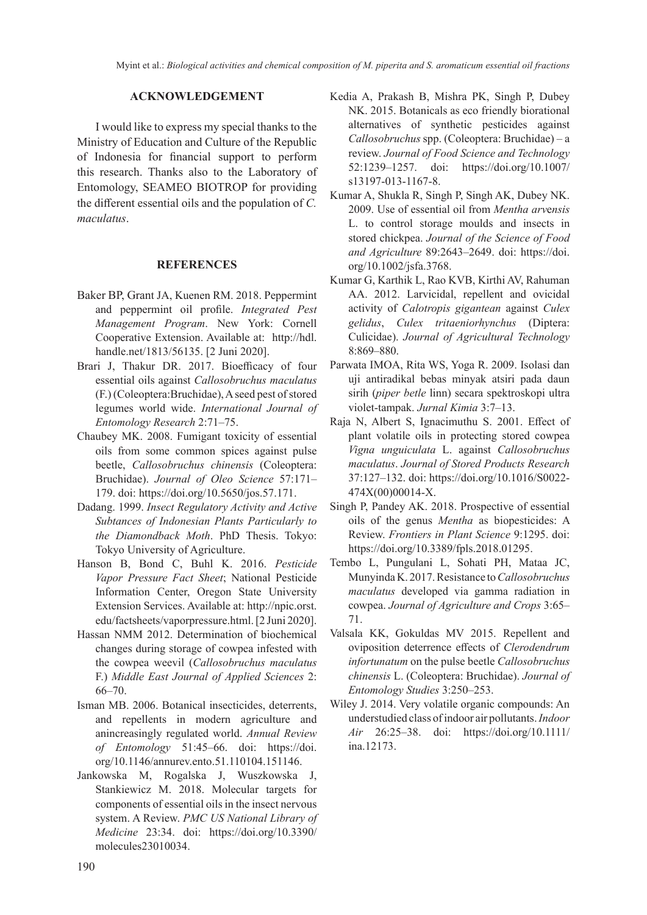## ACKNOWLEDGEMENT

I would like to express my special thanks to the Ministry of Education and Culture of the Republic of Indonesia for financial support to perform this research. Thanks also to the Laboratory of Entomology, SEAMEO BIOTROP for providing the different essential oils and the population of *C. maculatus*.

## REFERENCES

Baker BP, Grant JA, Kuenen RM. 2018. Peppermint and peppermint oil profile. *Integrated Pest Management Program*. New York: Cornell Cooperative Extension. Available at: http://hdl.handle.net/1813/56135. [2 Juni 2020].

Brari J, Thakur DR. 2017. Bioefficacy of four essential oils against *Callosobruchus maculatus* (F.) (Coleoptera:Bruchidae), A seed pest of stored legumes world wide. *International Journal of Entomology Research* 2:71–75.

Chaubey MK. 2008. Fumigant toxicity of essential oils from some common spices against pulse beetle, *Callosobruchus chinensis* (Coleoptera: Bruchidae). *Journal of Oleo Science* 57:171–179. doi: https://doi.org/10.5650/jos.57.171.

Dadang. 1999. *Insect Regulatory Activity and Active Subtances of Indonesian Plants Particularly to the Diamondback Moth*. PhD Thesis. Tokyo: Tokyo University of Agriculture.

Hanson B, Bond C, Buhl K. 2016. *Pesticide Vapor Pressure Fact Sheet*; National Pesticide Information Center, Oregon State University Extension Services. Available at: http://npic.orst.edu/factsheets/vaporpressure.html. [2 Juni 2020].

Hassan NMM 2012. Determination of biochemical changes during storage of cowpea infested with the cowpea weevil (*Callosobruchus maculatus* F.) *Middle East Journal of Applied Sciences* 2: 66–70.

Isman MB. 2006. Botanical insecticides, deterrents, and repellents in modern agriculture and anincreasingly regulated world. *Annual Review of Entomology* 51:45–66. doi: https://doi.org/10.1146/annurev.ento.51.110104.151146.

Jankowska M, Rogalska J, Wuszkowska J, Stankiewicz M. 2018. Molecular targets for components of essential oils in the insect nervous system. A Review. *PMC US National Library of Medicine* 23:34. doi: https://doi.org/10.3390/molecules23010034.

Kedia A, Prakash B, Mishra PK, Singh P, Dubey NK. 2015. Botanicals as eco friendly biorational alternatives of synthetic pesticides against *Callosobruchus* spp. (Coleoptera: Bruchidae) – a review. *Journal of Food Science and Technology* 52:1239–1257. doi: https://doi.org/10.1007/s13197-013-1167-8.

Kumar A, Shukla R, Singh P, Singh AK, Dubey NK. 2009. Use of essential oil from *Mentha arvensis* L. to control storage moulds and insects in stored chickpea. *Journal of the Science of Food and Agriculture* 89:2643–2649. doi: https://doi.org/10.1002/jsfa.3768.

Kumar G, Karthik L, Rao KVB, Kirthi AV, Rahuman AA. 2012. Larvicidal, repellent and ovicidal activity of *Calotropis gigantean* against *Culex gelidus*, *Culex tritaeniorhynchus* (Diptera: Culicidae). *Journal of Agricultural Technology* 8:869–880.

Parwata IMOA, Rita WS, Yoga R. 2009. Isolasi dan uji antiradikal bebas minyak atsiri pada daun sirih (*piper betle* linn) secara spektroskopi ultra violet-tampak. *Jurnal Kimia* 3:7–13.

Raja N, Albert S, Ignacimuthu S. 2001. Effect of plant volatile oils in protecting stored cowpea *Vigna unguiculata* L. against *Callosobruchus maculatus*. *Journal of Stored Products Research* 37:127–132. doi: https://doi.org/10.1016/S0022-474X(00)00014-X.

Singh P, Pandey AK. 2018. Prospective of essential oils of the genus *Mentha* as biopesticides: A Review. *Frontiers in Plant Science* 9:1295. doi: https://doi.org/10.3389/fpls.2018.01295.

Tembo L, Pungulani L, Sohati PH, Mataa JC, Munyinda K. 2017. Resistance to *Callosobruchus maculatus* developed via gamma radiation in cowpea. *Journal of Agriculture and Crops* 3:65–71.

Valsala KK, Gokuldas MV 2015. Repellent and oviposition deterrence effects of *Clerodendrum infortunatum* on the pulse beetle *Callosobruchus chinensis* L. (Coleoptera: Bruchidae). *Journal of Entomology Studies* 3:250–253.

Wiley J. 2014. Very volatile organic compounds: An understudied class of indoor air pollutants. *Indoor Air* 26:25–38. doi: https://doi.org/10.1111/ina.12173.